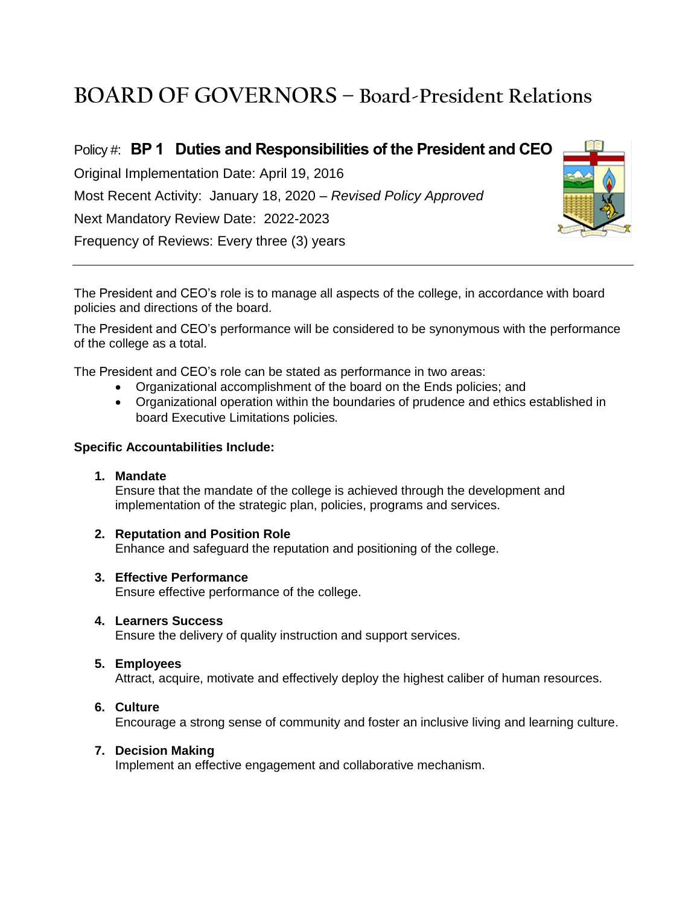# BOARD OF GOVERNORS – Board-President Relations

Policy #: **BP 1 Duties and Responsibilities of the President and CEO**

Original Implementation Date: April 19, 2016

Most Recent Activity: January 18, 2020 – *Revised Policy Approved*

Next Mandatory Review Date: 2022-2023

Frequency of Reviews: Every three (3) years

---

The President and CEO's role is to manage all aspects of the college, in accordance with board policies and directions of the board.

The President and CEO's performance will be considered to be synonymous with the performance of the college as a total.

The President and CEO's role can be stated as performance in two areas:

- Organizational accomplishment of the board on the Ends policies; and
- Organizational operation within the boundaries of prudence and ethics established in board Executive Limitations policies.

**Specific Accountabilities Include:**

1. **Mandate**
   Ensure that the mandate of the college is achieved through the development and implementation of the strategic plan, policies, programs and services.

2. **Reputation and Position Role**
   Enhance and safeguard the reputation and positioning of the college.

3. **Effective Performance**
   Ensure effective performance of the college.

4. **Learners Success**
   Ensure the delivery of quality instruction and support services.

5. **Employees**
   Attract, acquire, motivate and effectively deploy the highest caliber of human resources.

6. **Culture**
   Encourage a strong sense of community and foster an inclusive living and learning culture.

7. **Decision Making**
   Implement an effective engagement and collaborative mechanism.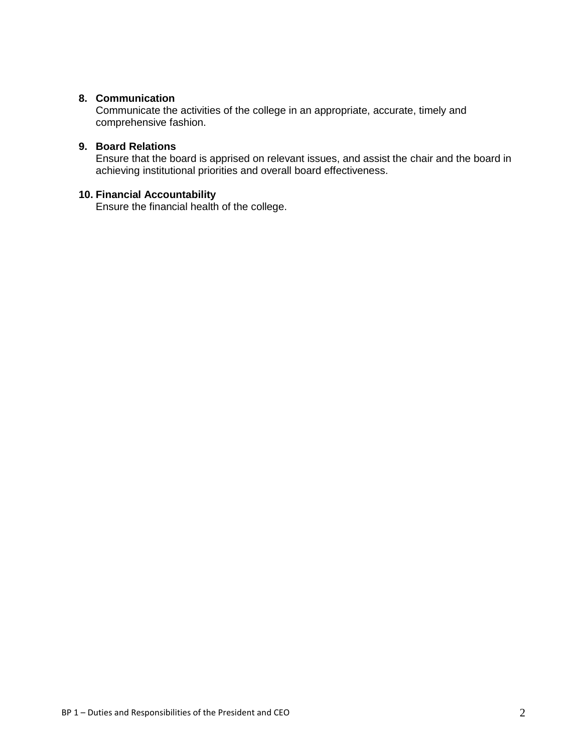8. **Communication**
   Communicate the activities of the college in an appropriate, accurate, timely and comprehensive fashion.

9. **Board Relations**
   Ensure that the board is apprised on relevant issues, and assist the chair and the board in achieving institutional priorities and overall board effectiveness.

10. **Financial Accountability**
    Ensure the financial health of the college.